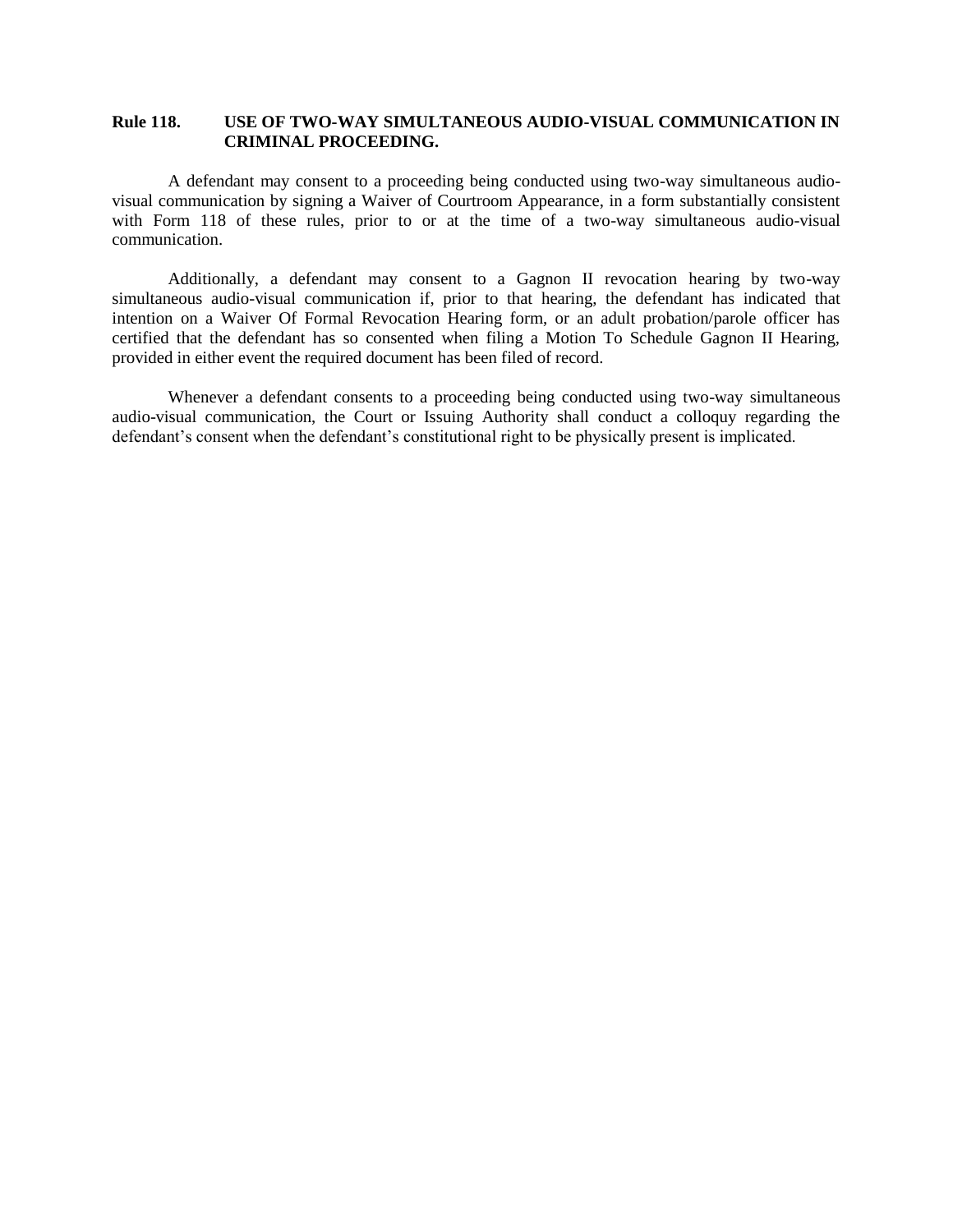## Rule 118. USE OF TWO-WAY SIMULTANEOUS AUDIO-VISUAL COMMUNICATION IN CRIMINAL PROCEEDING.

A defendant may consent to a proceeding being conducted using two-way simultaneous audio-visual communication by signing a Waiver of Courtroom Appearance, in a form substantially consistent with Form 118 of these rules, prior to or at the time of a two-way simultaneous audio-visual communication.

Additionally, a defendant may consent to a Gagnon II revocation hearing by two-way simultaneous audio-visual communication if, prior to that hearing, the defendant has indicated that intention on a Waiver Of Formal Revocation Hearing form, or an adult probation/parole officer has certified that the defendant has so consented when filing a Motion To Schedule Gagnon II Hearing, provided in either event the required document has been filed of record.

Whenever a defendant consents to a proceeding being conducted using two-way simultaneous audio-visual communication, the Court or Issuing Authority shall conduct a colloquy regarding the defendant's consent when the defendant's constitutional right to be physically present is implicated.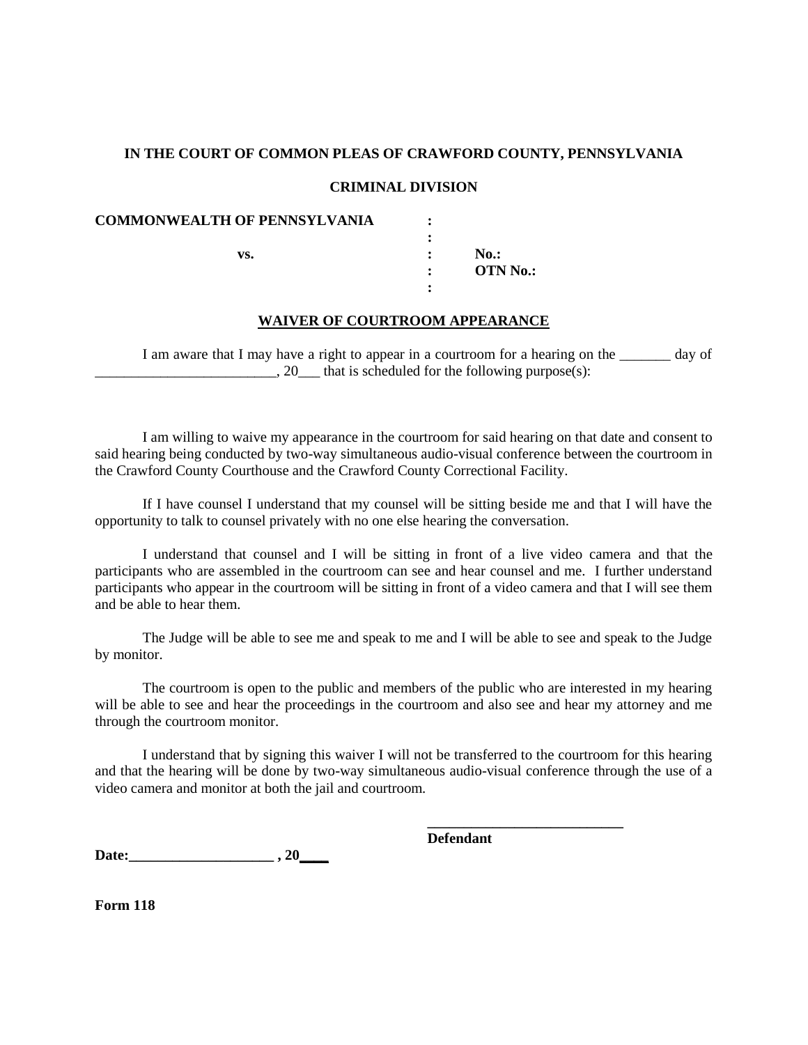**IN THE COURT OF COMMON PLEAS OF CRAWFORD COUNTY, PENNSYLVANIA**

**CRIMINAL DIVISION**

| | | |
|---|---|---|
| **COMMONWEALTH OF PENNSYLVANIA** | : | |
| | : | |
| **vs.** | : | **No.:** |
| | : | **OTN No.:** |
| | : | |

**WAIVER OF COURTROOM APPEARANCE**

I am aware that I may have a right to appear in a courtroom for a hearing on the _______ day of ________________________, 20___ that is scheduled for the following purpose(s):

I am willing to waive my appearance in the courtroom for said hearing on that date and consent to said hearing being conducted by two-way simultaneous audio-visual conference between the courtroom in the Crawford County Courthouse and the Crawford County Correctional Facility.

If I have counsel I understand that my counsel will be sitting beside me and that I will have the opportunity to talk to counsel privately with no one else hearing the conversation.

I understand that counsel and I will be sitting in front of a live video camera and that the participants who are assembled in the courtroom can see and hear counsel and me. I further understand participants who appear in the courtroom will be sitting in front of a video camera and that I will see them and be able to hear them.

The Judge will be able to see me and speak to me and I will be able to see and speak to the Judge by monitor.

The courtroom is open to the public and members of the public who are interested in my hearing will be able to see and hear the proceedings in the courtroom and also see and hear my attorney and me through the courtroom monitor.

I understand that by signing this waiver I will not be transferred to the courtroom for this hearing and that the hearing will be done by two-way simultaneous audio-visual conference through the use of a video camera and monitor at both the jail and courtroom.

___________________________
**Defendant**

**Date:____________________ , 20____**

**Form 118**